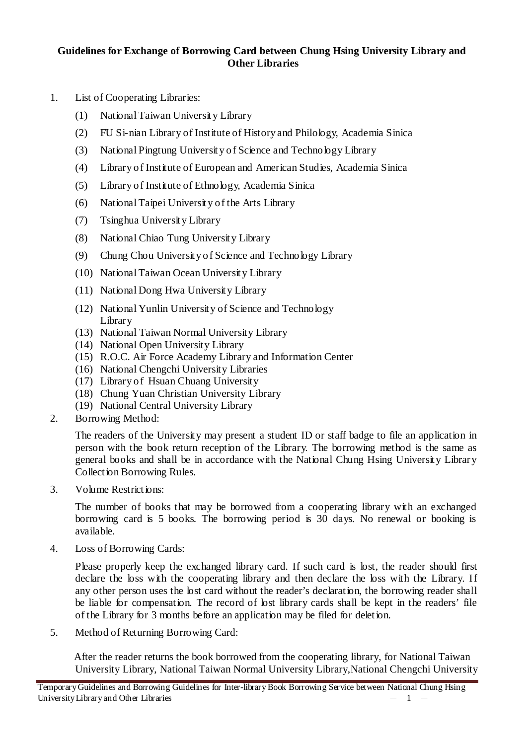# Guidelines for Exchange of Borrowing Card between Chung Hsing University Library and Other Libraries

1. List of Cooperating Libraries:
   (1) National Taiwan University Library
   (2) FU Si-nian Library of Institute of History and Philology, Academia Sinica
   (3) National Pingtung University of Science and Technology Library
   (4) Library of Institute of European and American Studies, Academia Sinica
   (5) Library of Institute of Ethnology, Academia Sinica
   (6) National Taipei University of the Arts Library
   (7) Tsinghua University Library
   (8) National Chiao Tung University Library
   (9) Chung Chou University of Science and Technology Library
   (10) National Taiwan Ocean University Library
   (11) National Dong Hwa University Library
   (12) National Yunlin University of Science and Technology Library
   (13) National Taiwan Normal University Library
   (14) National Open University Library
   (15) R.O.C. Air Force Academy Library and Information Center
   (16) National Chengchi University Libraries
   (17) Library of Hsuan Chuang University
   (18) Chung Yuan Christian University Library
   (19) National Central University Library

2. Borrowing Method:

   The readers of the University may present a student ID or staff badge to file an application in person with the book return reception of the Library. The borrowing method is the same as general books and shall be in accordance with the National Chung Hsing University Library Collection Borrowing Rules.

3. Volume Restrictions:

   The number of books that may be borrowed from a cooperating library with an exchanged borrowing card is 5 books. The borrowing period is 30 days. No renewal or booking is available.

4. Loss of Borrowing Cards:

   Please properly keep the exchanged library card. If such card is lost, the reader should first declare the loss with the cooperating library and then declare the loss with the Library. If any other person uses the lost card without the reader's declaration, the borrowing reader shall be liable for compensation. The record of lost library cards shall be kept in the readers' file of the Library for 3 months before an application may be filed for deletion.

5. Method of Returning Borrowing Card:

   After the reader returns the book borrowed from the cooperating library, for National Taiwan University Library, National Taiwan Normal University Library,National Chengchi University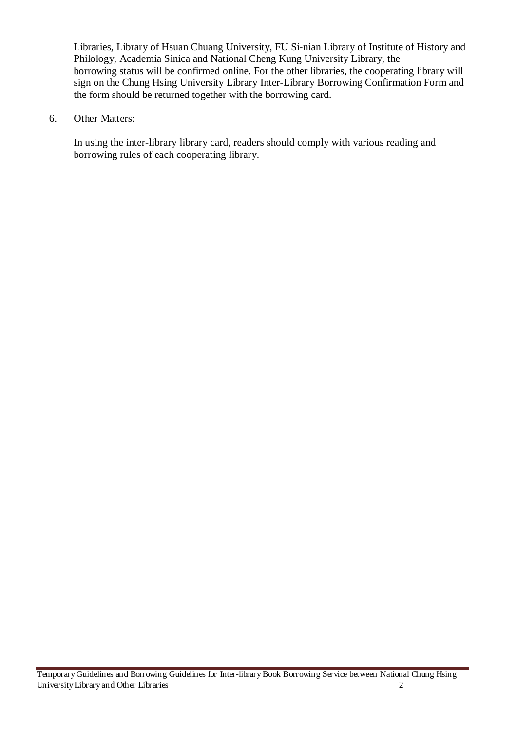Libraries, Library of Hsuan Chuang University, FU Si-nian Library of Institute of History and Philology, Academia Sinica and National Cheng Kung University Library, the borrowing status will be confirmed online. For the other libraries, the cooperating library will sign on the Chung Hsing University Library Inter-Library Borrowing Confirmation Form and the form should be returned together with the borrowing card.

6. Other Matters:

   In using the inter-library library card, readers should comply with various reading and borrowing rules of each cooperating library.